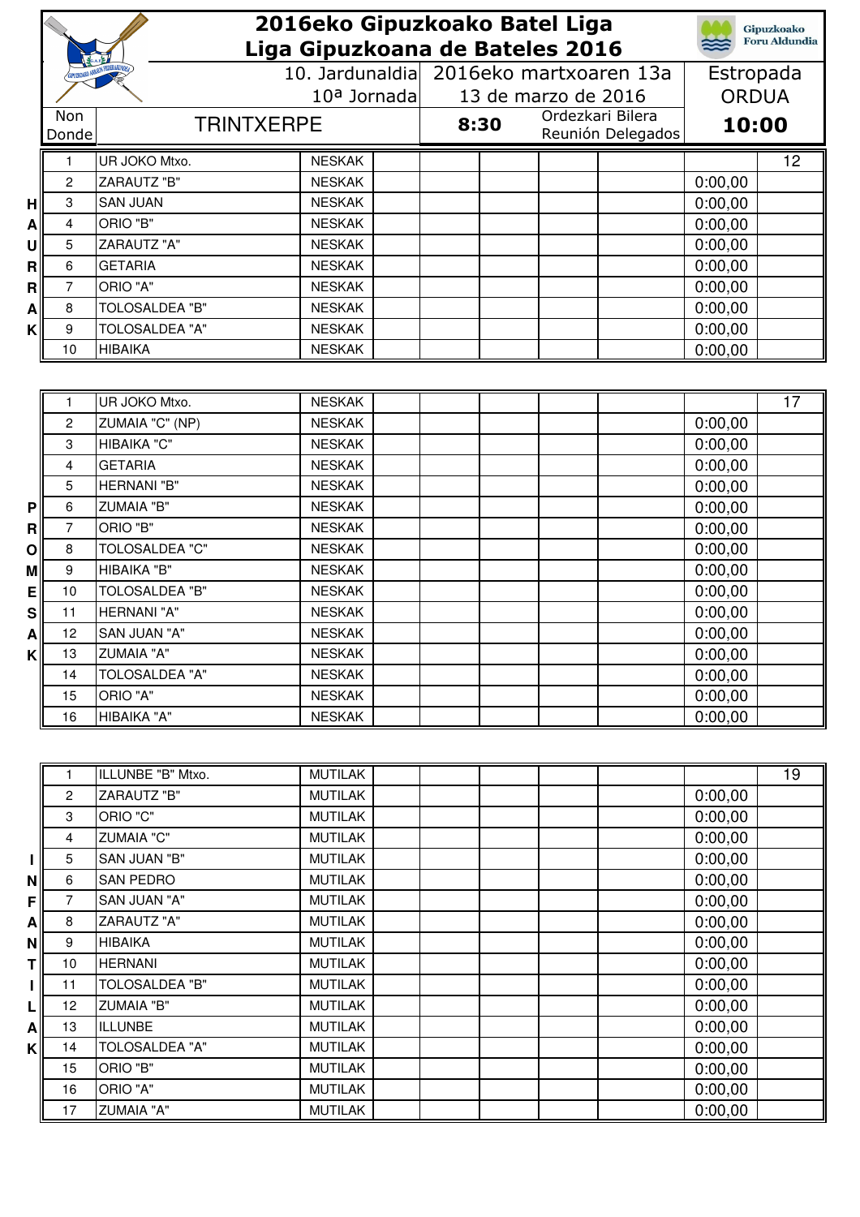# 2016eko Gipuzkoako Batel Liga
# Liga Gipuzkoana de Bateles 2016

Gipuzkoako Foru Aldundia

| 10. Jardunaldia / 10ª Jornada | 2016eko martxoaren 13a / 13 de marzo de 2016 | Estropada / ORDUA |
|---|---|---|
| Non / Donde: TRINTXERPE | 8:30 Ordezkari Bilera / Reunión Delegados | 10:00 |

**HAURRAK**

| | | | | | | | | | |
|---|---|---|---|---|---|---|---|---|---|
| 1 | UR JOKO Mtxo. | NESKAK | | | | | | | 12 |
| 2 | ZARAUTZ "B" | NESKAK | | | | | | 0:00,00 | |
| 3 | SAN JUAN | NESKAK | | | | | | 0:00,00 | |
| 4 | ORIO "B" | NESKAK | | | | | | 0:00,00 | |
| 5 | ZARAUTZ "A" | NESKAK | | | | | | 0:00,00 | |
| 6 | GETARIA | NESKAK | | | | | | 0:00,00 | |
| 7 | ORIO "A" | NESKAK | | | | | | 0:00,00 | |
| 8 | TOLOSALDEA "B" | NESKAK | | | | | | 0:00,00 | |
| 9 | TOLOSALDEA "A" | NESKAK | | | | | | 0:00,00 | |
| 10 | HIBAIKA | NESKAK | | | | | | 0:00,00 | |

**PROMESAK**

| | | | | | | | | | |
|---|---|---|---|---|---|---|---|---|---|
| 1 | UR JOKO Mtxo. | NESKAK | | | | | | | 17 |
| 2 | ZUMAIA "C" (NP) | NESKAK | | | | | | 0:00,00 | |
| 3 | HIBAIKA "C" | NESKAK | | | | | | 0:00,00 | |
| 4 | GETARIA | NESKAK | | | | | | 0:00,00 | |
| 5 | HERNANI "B" | NESKAK | | | | | | 0:00,00 | |
| 6 | ZUMAIA "B" | NESKAK | | | | | | 0:00,00 | |
| 7 | ORIO "B" | NESKAK | | | | | | 0:00,00 | |
| 8 | TOLOSALDEA "C" | NESKAK | | | | | | 0:00,00 | |
| 9 | HIBAIKA "B" | NESKAK | | | | | | 0:00,00 | |
| 10 | TOLOSALDEA "B" | NESKAK | | | | | | 0:00,00 | |
| 11 | HERNANI "A" | NESKAK | | | | | | 0:00,00 | |
| 12 | SAN JUAN "A" | NESKAK | | | | | | 0:00,00 | |
| 13 | ZUMAIA "A" | NESKAK | | | | | | 0:00,00 | |
| 14 | TOLOSALDEA "A" | NESKAK | | | | | | 0:00,00 | |
| 15 | ORIO "A" | NESKAK | | | | | | 0:00,00 | |
| 16 | HIBAIKA "A" | NESKAK | | | | | | 0:00,00 | |

**INFANTILAK**

| | | | | | | | | | |
|---|---|---|---|---|---|---|---|---|---|
| 1 | ILLUNBE "B" Mtxo. | MUTILAK | | | | | | | 19 |
| 2 | ZARAUTZ "B" | MUTILAK | | | | | | 0:00,00 | |
| 3 | ORIO "C" | MUTILAK | | | | | | 0:00,00 | |
| 4 | ZUMAIA "C" | MUTILAK | | | | | | 0:00,00 | |
| 5 | SAN JUAN "B" | MUTILAK | | | | | | 0:00,00 | |
| 6 | SAN PEDRO | MUTILAK | | | | | | 0:00,00 | |
| 7 | SAN JUAN "A" | MUTILAK | | | | | | 0:00,00 | |
| 8 | ZARAUTZ "A" | MUTILAK | | | | | | 0:00,00 | |
| 9 | HIBAIKA | MUTILAK | | | | | | 0:00,00 | |
| 10 | HERNANI | MUTILAK | | | | | | 0:00,00 | |
| 11 | TOLOSALDEA "B" | MUTILAK | | | | | | 0:00,00 | |
| 12 | ZUMAIA "B" | MUTILAK | | | | | | 0:00,00 | |
| 13 | ILLUNBE | MUTILAK | | | | | | 0:00,00 | |
| 14 | TOLOSALDEA "A" | MUTILAK | | | | | | 0:00,00 | |
| 15 | ORIO "B" | MUTILAK | | | | | | 0:00,00 | |
| 16 | ORIO "A" | MUTILAK | | | | | | 0:00,00 | |
| 17 | ZUMAIA "A" | MUTILAK | | | | | | 0:00,00 | |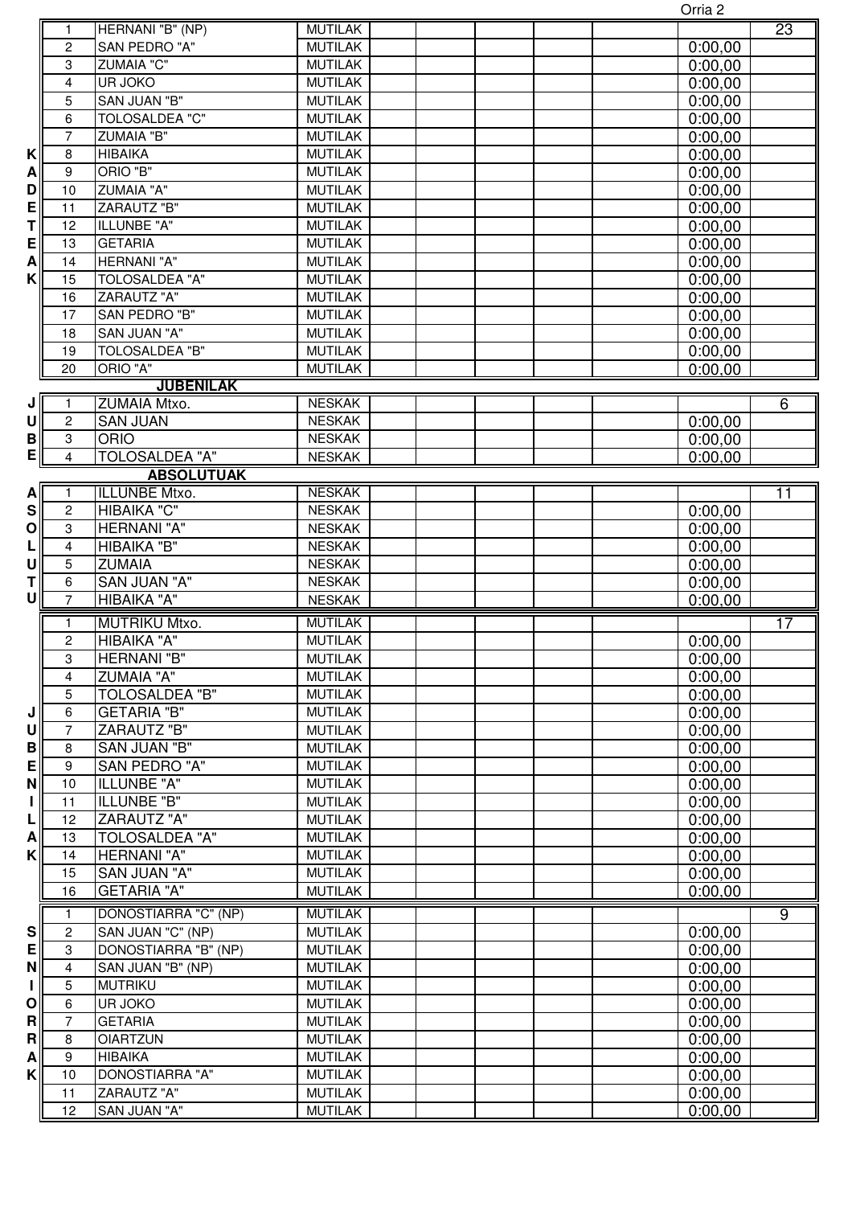| | | | | | | | | | | |
|---|---|---|---|---|---|---|---|---|---|---|
| KADETEAK | 1 | HERNANI "B" (NP) | MUTILAK | | | | | | | 23 |
| | 2 | SAN PEDRO "A" | MUTILAK | | | | | | 0:00,00 | |
| | 3 | ZUMAIA "C" | MUTILAK | | | | | | 0:00,00 | |
| | 4 | UR JOKO | MUTILAK | | | | | | 0:00,00 | |
| | 5 | SAN JUAN "B" | MUTILAK | | | | | | 0:00,00 | |
| | 6 | TOLOSALDEA "C" | MUTILAK | | | | | | 0:00,00 | |
| | 7 | ZUMAIA "B" | MUTILAK | | | | | | 0:00,00 | |
| | 8 | HIBAIKA | MUTILAK | | | | | | 0:00,00 | |
| | 9 | ORIO "B" | MUTILAK | | | | | | 0:00,00 | |
| | 10 | ZUMAIA "A" | MUTILAK | | | | | | 0:00,00 | |
| | 11 | ZARAUTZ "B" | MUTILAK | | | | | | 0:00,00 | |
| | 12 | ILLUNBE "A" | MUTILAK | | | | | | 0:00,00 | |
| | 13 | GETARIA | MUTILAK | | | | | | 0:00,00 | |
| | 14 | HERNANI "A" | MUTILAK | | | | | | 0:00,00 | |
| | 15 | TOLOSALDEA "A" | MUTILAK | | | | | | 0:00,00 | |
| | 16 | ZARAUTZ "A" | MUTILAK | | | | | | 0:00,00 | |
| | 17 | SAN PEDRO "B" | MUTILAK | | | | | | 0:00,00 | |
| | 18 | SAN JUAN "A" | MUTILAK | | | | | | 0:00,00 | |
| | 19 | TOLOSALDEA "B" | MUTILAK | | | | | | 0:00,00 | |
| | 20 | ORIO "A" | MUTILAK | | | | | | 0:00,00 | |

**JUBENILAK**

| | | | | | | | | | | |
|---|---|---|---|---|---|---|---|---|---|---|
| JUBE | 1 | ZUMAIA Mtxo. | NESKAK | | | | | | | 6 |
| | 2 | SAN JUAN | NESKAK | | | | | | 0:00,00 | |
| | 3 | ORIO | NESKAK | | | | | | 0:00,00 | |
| | 4 | TOLOSALDEA "A" | NESKAK | | | | | | 0:00,00 | |

**ABSOLUTUAK**

| | | | | | | | | | | |
|---|---|---|---|---|---|---|---|---|---|---|
| ASOLUTU | 1 | ILLUNBE Mtxo. | NESKAK | | | | | | | 11 |
| | 2 | HIBAIKA "C" | NESKAK | | | | | | 0:00,00 | |
| | 3 | HERNANI "A" | NESKAK | | | | | | 0:00,00 | |
| | 4 | HIBAIKA "B" | NESKAK | | | | | | 0:00,00 | |
| | 5 | ZUMAIA | NESKAK | | | | | | 0:00,00 | |
| | 6 | SAN JUAN "A" | NESKAK | | | | | | 0:00,00 | |
| | 7 | HIBAIKA "A" | NESKAK | | | | | | 0:00,00 | |

| | | | | | | | | | | |
|---|---|---|---|---|---|---|---|---|---|---|
| JUBENILAK | 1 | MUTRIKU Mtxo. | MUTILAK | | | | | | | 17 |
| | 2 | HIBAIKA "A" | MUTILAK | | | | | | 0:00,00 | |
| | 3 | HERNANI "B" | MUTILAK | | | | | | 0:00,00 | |
| | 4 | ZUMAIA "A" | MUTILAK | | | | | | 0:00,00 | |
| | 5 | TOLOSALDEA "B" | MUTILAK | | | | | | 0:00,00 | |
| | 6 | GETARIA "B" | MUTILAK | | | | | | 0:00,00 | |
| | 7 | ZARAUTZ "B" | MUTILAK | | | | | | 0:00,00 | |
| | 8 | SAN JUAN "B" | MUTILAK | | | | | | 0:00,00 | |
| | 9 | SAN PEDRO "A" | MUTILAK | | | | | | 0:00,00 | |
| | 10 | ILLUNBE "A" | MUTILAK | | | | | | 0:00,00 | |
| | 11 | ILLUNBE "B" | MUTILAK | | | | | | 0:00,00 | |
| | 12 | ZARAUTZ "A" | MUTILAK | | | | | | 0:00,00 | |
| | 13 | TOLOSALDEA "A" | MUTILAK | | | | | | 0:00,00 | |
| | 14 | HERNANI "A" | MUTILAK | | | | | | 0:00,00 | |
| | 15 | SAN JUAN "A" | MUTILAK | | | | | | 0:00,00 | |
| | 16 | GETARIA "A" | MUTILAK | | | | | | 0:00,00 | |

| | | | | | | | | | | |
|---|---|---|---|---|---|---|---|---|---|---|
| SENIORRAK | 1 | DONOSTIARRA "C" (NP) | MUTILAK | | | | | | | 9 |
| | 2 | SAN JUAN "C" (NP) | MUTILAK | | | | | | 0:00,00 | |
| | 3 | DONOSTIARRA "B" (NP) | MUTILAK | | | | | | 0:00,00 | |
| | 4 | SAN JUAN "B" (NP) | MUTILAK | | | | | | 0:00,00 | |
| | 5 | MUTRIKU | MUTILAK | | | | | | 0:00,00 | |
| | 6 | UR JOKO | MUTILAK | | | | | | 0:00,00 | |
| | 7 | GETARIA | MUTILAK | | | | | | 0:00,00 | |
| | 8 | OIARTZUN | MUTILAK | | | | | | 0:00,00 | |
| | 9 | HIBAIKA | MUTILAK | | | | | | 0:00,00 | |
| | 10 | DONOSTIARRA "A" | MUTILAK | | | | | | 0:00,00 | |
| | 11 | ZARAUTZ "A" | MUTILAK | | | | | | 0:00,00 | |
| | 12 | SAN JUAN "A" | MUTILAK | | | | | | 0:00,00 | |